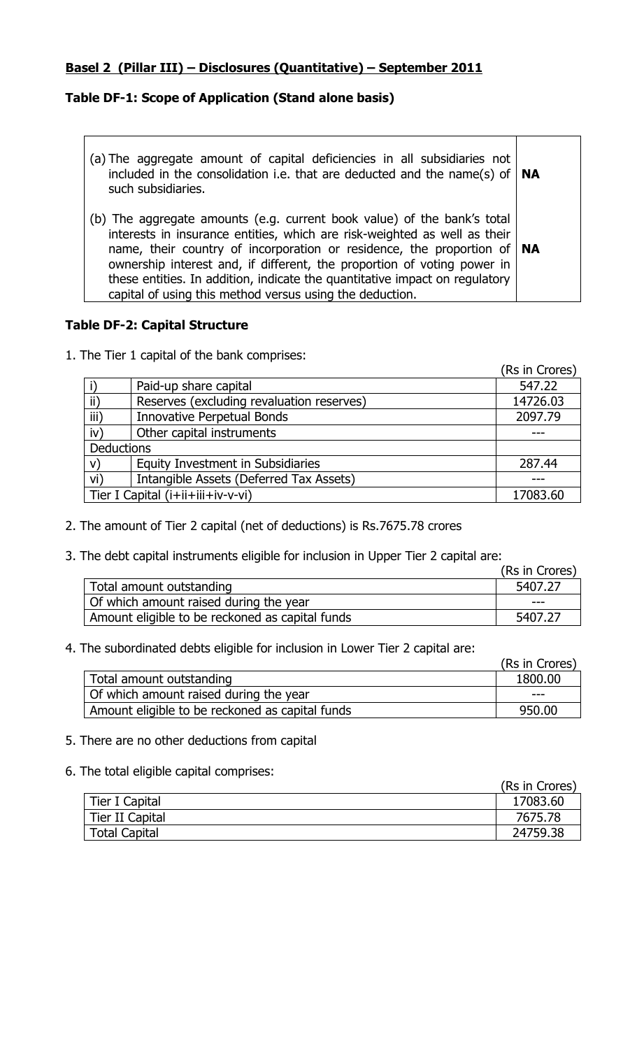## Basel 2 (Pillar III) – Disclosures (Quantitative) – September 2011

### Table DF-1: Scope of Application (Stand alone basis)

| | |
|---|---|
| (a) The aggregate amount of capital deficiencies in all subsidiaries not included in the consolidation i.e. that are deducted and the name(s) of such subsidiaries. | **NA** |
| (b) The aggregate amounts (e.g. current book value) of the bank's total interests in insurance entities, which are risk-weighted as well as their name, their country of incorporation or residence, the proportion of ownership interest and, if different, the proportion of voting power in these entities. In addition, indicate the quantitative impact on regulatory capital of using this method versus using the deduction. | **NA** |

### Table DF-2: Capital Structure

1. The Tier 1 capital of the bank comprises:

(Rs in Crores)

| | | |
|---|---|---|
| i) | Paid-up share capital | 547.22 |
| ii) | Reserves (excluding revaluation reserves) | 14726.03 |
| iii) | Innovative Perpetual Bonds | 2097.79 |
| iv) | Other capital instruments | --- |
| Deductions | | |
| v) | Equity Investment in Subsidiaries | 287.44 |
| vi) | Intangible Assets (Deferred Tax Assets) | --- |
| Tier I Capital (i+ii+iii+iv-v-vi) | | 17083.60 |

2. The amount of Tier 2 capital (net of deductions) is Rs.7675.78 crores

3. The debt capital instruments eligible for inclusion in Upper Tier 2 capital are:

(Rs in Crores)

| | |
|---|---|
| Total amount outstanding | 5407.27 |
| Of which amount raised during the year | --- |
| Amount eligible to be reckoned as capital funds | 5407.27 |

4. The subordinated debts eligible for inclusion in Lower Tier 2 capital are:

(Rs in Crores)

| | |
|---|---|
| Total amount outstanding | 1800.00 |
| Of which amount raised during the year | --- |
| Amount eligible to be reckoned as capital funds | 950.00 |

5. There are no other deductions from capital

6. The total eligible capital comprises:

(Rs in Crores)

| | |
|---|---|
| Tier I Capital | 17083.60 |
| Tier II Capital | 7675.78 |
| Total Capital | 24759.38 |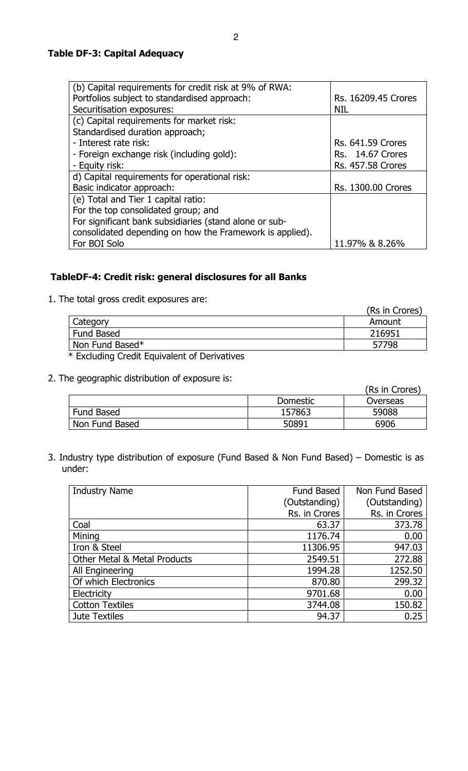**Table DF-3: Capital Adequacy**

| | |
|---|---|
| (b) Capital requirements for credit risk at 9% of RWA:<br>Portfolios subject to standardised approach:<br>Securitisation exposures: | <br>Rs. 16209.45 Crores<br>NIL |
| (c) Capital requirements for market risk:<br>Standardised duration approach;<br>- Interest rate risk:<br>- Foreign exchange risk (including gold):<br>- Equity risk: | <br><br>Rs. 641.59 Crores<br>Rs. 14.67 Crores<br>Rs. 457.58 Crores |
| d) Capital requirements for operational risk:<br>Basic indicator approach: | <br>Rs. 1300.00 Crores |
| (e) Total and Tier 1 capital ratio:<br>For the top consolidated group; and<br>For significant bank subsidiaries (stand alone or sub-consolidated depending on how the Framework is applied).<br>For BOI Solo | <br><br><br><br>11.97% & 8.26% |

**TableDF-4: Credit risk: general disclosures for all Banks**

1. The total gross credit exposures are:

(Rs in Crores)

| Category | Amount |
|---|---|
| Fund Based | 216951 |
| Non Fund Based* | 57798 |

\* Excluding Credit Equivalent of Derivatives

2. The geographic distribution of exposure is:

(Rs in Crores)

| | Domestic | Overseas |
|---|---|---|
| Fund Based | 157863 | 59088 |
| Non Fund Based | 50891 | 6906 |

3. Industry type distribution of exposure (Fund Based & Non Fund Based) – Domestic is as under:

| Industry Name | Fund Based (Outstanding) Rs. in Crores | Non Fund Based (Outstanding) Rs. in Crores |
|---|---|---|
| Coal | 63.37 | 373.78 |
| Mining | 1176.74 | 0.00 |
| Iron & Steel | 11306.95 | 947.03 |
| Other Metal & Metal Products | 2549.51 | 272.88 |
| All Engineering | 1994.28 | 1252.50 |
| Of which Electronics | 870.80 | 299.32 |
| Electricity | 9701.68 | 0.00 |
| Cotton Textiles | 3744.08 | 150.82 |
| Jute Textiles | 94.37 | 0.25 |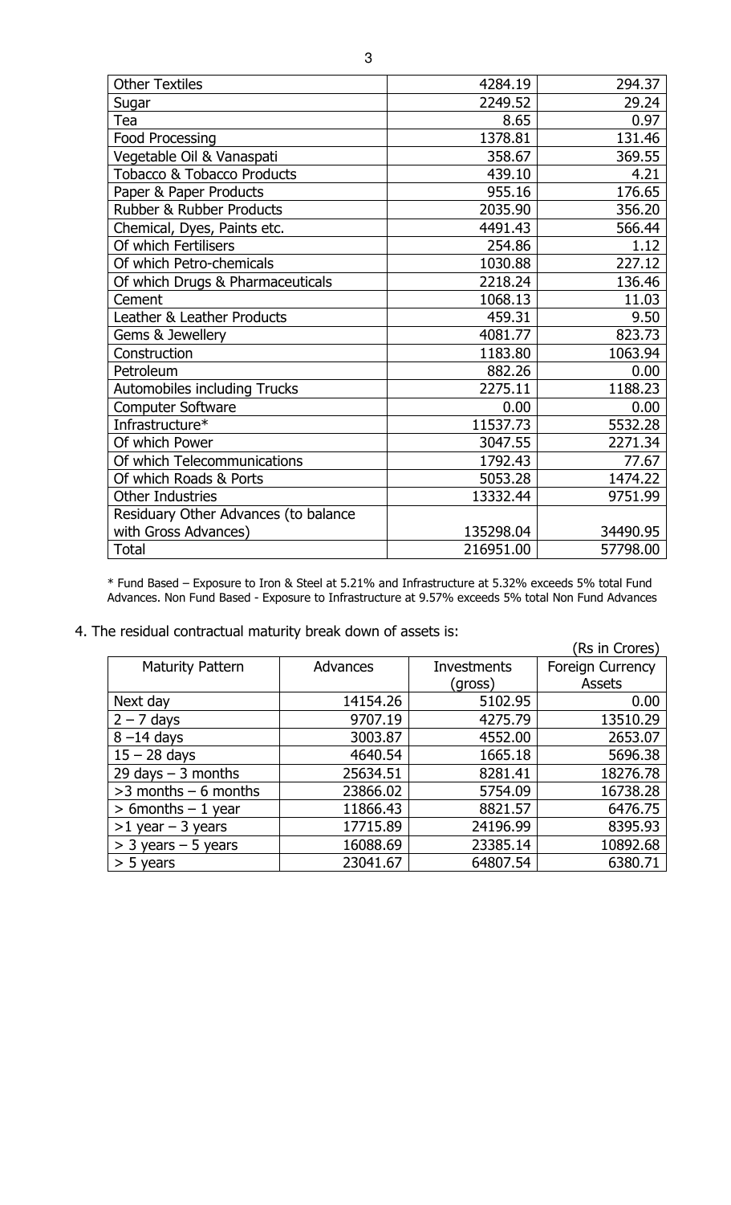| Other Textiles | 4284.19 | 294.37 |
|---|---|---|
| Sugar | 2249.52 | 29.24 |
| Tea | 8.65 | 0.97 |
| Food Processing | 1378.81 | 131.46 |
| Vegetable Oil & Vanaspati | 358.67 | 369.55 |
| Tobacco & Tobacco Products | 439.10 | 4.21 |
| Paper & Paper Products | 955.16 | 176.65 |
| Rubber & Rubber Products | 2035.90 | 356.20 |
| Chemical, Dyes, Paints etc. | 4491.43 | 566.44 |
| Of which Fertilisers | 254.86 | 1.12 |
| Of which Petro-chemicals | 1030.88 | 227.12 |
| Of which Drugs & Pharmaceuticals | 2218.24 | 136.46 |
| Cement | 1068.13 | 11.03 |
| Leather & Leather Products | 459.31 | 9.50 |
| Gems & Jewellery | 4081.77 | 823.73 |
| Construction | 1183.80 | 1063.94 |
| Petroleum | 882.26 | 0.00 |
| Automobiles including Trucks | 2275.11 | 1188.23 |
| Computer Software | 0.00 | 0.00 |
| Infrastructure* | 11537.73 | 5532.28 |
| Of which Power | 3047.55 | 2271.34 |
| Of which Telecommunications | 1792.43 | 77.67 |
| Of which Roads & Ports | 5053.28 | 1474.22 |
| Other Industries | 13332.44 | 9751.99 |
| Residuary Other Advances (to balance with Gross Advances) | 135298.04 | 34490.95 |
| Total | 216951.00 | 57798.00 |

\* Fund Based – Exposure to Iron & Steel at 5.21% and Infrastructure at 5.32% exceeds 5% total Fund Advances. Non Fund Based - Exposure to Infrastructure at 9.57% exceeds 5% total Non Fund Advances

4. The residual contractual maturity break down of assets is:

(Rs in Crores)

| Maturity Pattern | Advances | Investments (gross) | Foreign Currency Assets |
|---|---|---|---|
| Next day | 14154.26 | 5102.95 | 0.00 |
| 2 – 7 days | 9707.19 | 4275.79 | 13510.29 |
| 8 –14 days | 3003.87 | 4552.00 | 2653.07 |
| 15 – 28 days | 4640.54 | 1665.18 | 5696.38 |
| 29 days – 3 months | 25634.51 | 8281.41 | 18276.78 |
| >3 months – 6 months | 23866.02 | 5754.09 | 16738.28 |
| > 6months – 1 year | 11866.43 | 8821.57 | 6476.75 |
| >1 year – 3 years | 17715.89 | 24196.99 | 8395.93 |
| > 3 years – 5 years | 16088.69 | 23385.14 | 10892.68 |
| > 5 years | 23041.67 | 64807.54 | 6380.71 |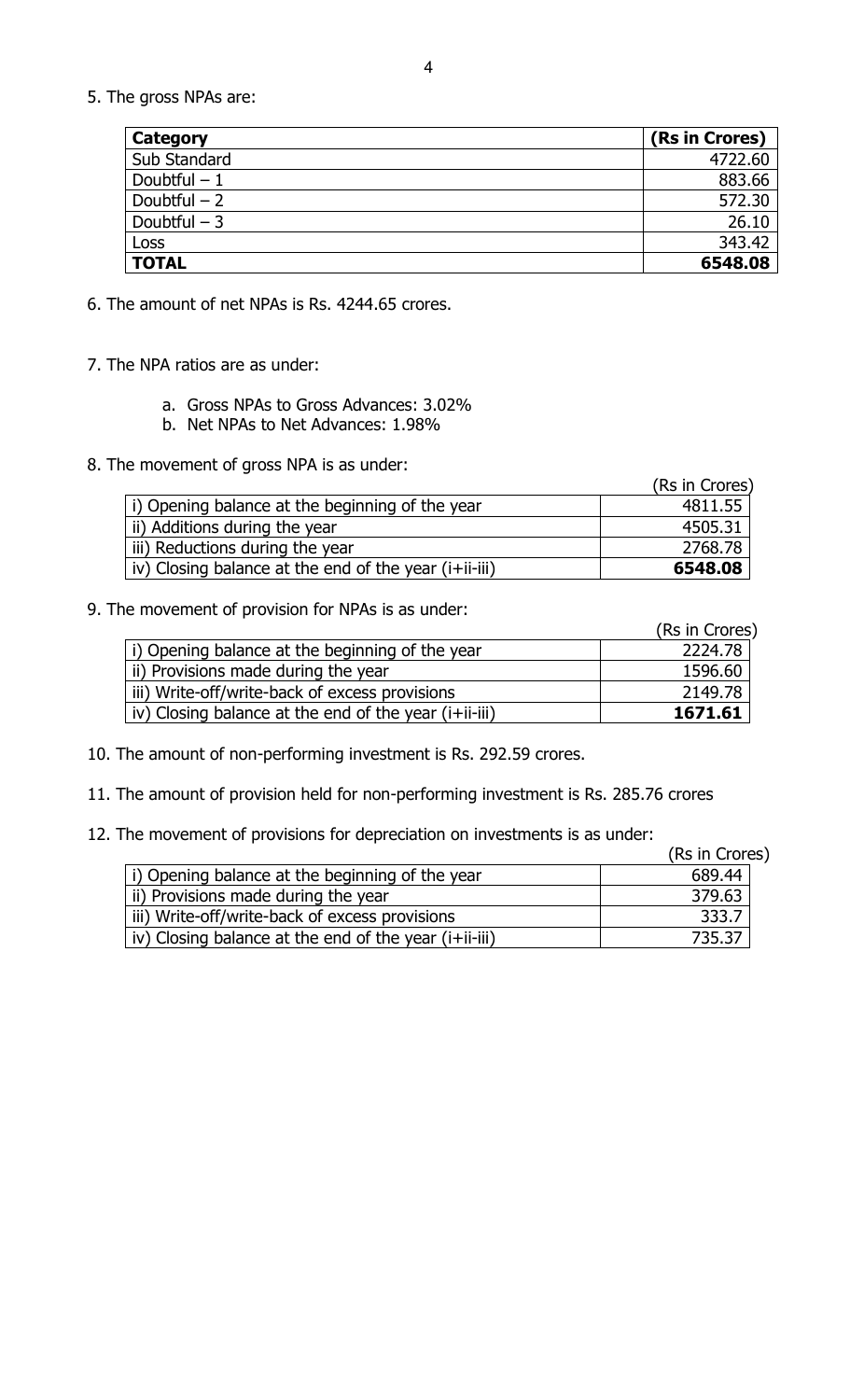5. The gross NPAs are:

| Category | (Rs in Crores) |
|---|---|
| Sub Standard | 4722.60 |
| Doubtful – 1 | 883.66 |
| Doubtful – 2 | 572.30 |
| Doubtful – 3 | 26.10 |
| Loss | 343.42 |
| **TOTAL** | **6548.08** |

6. The amount of net NPAs is Rs. 4244.65 crores.

7. The NPA ratios are as under:

   a. Gross NPAs to Gross Advances: 3.02%
   b. Net NPAs to Net Advances: 1.98%

8. The movement of gross NPA is as under:

| | (Rs in Crores) |
|---|---|
| i) Opening balance at the beginning of the year | 4811.55 |
| ii) Additions during the year | 4505.31 |
| iii) Reductions during the year | 2768.78 |
| iv) Closing balance at the end of the year (i+ii-iii) | **6548.08** |

9. The movement of provision for NPAs is as under:

| | (Rs in Crores) |
|---|---|
| i) Opening balance at the beginning of the year | 2224.78 |
| ii) Provisions made during the year | 1596.60 |
| iii) Write-off/write-back of excess provisions | 2149.78 |
| iv) Closing balance at the end of the year (i+ii-iii) | **1671.61** |

10. The amount of non-performing investment is Rs. 292.59 crores.

11. The amount of provision held for non-performing investment is Rs. 285.76 crores

12. The movement of provisions for depreciation on investments is as under:

| | (Rs in Crores) |
|---|---|
| i) Opening balance at the beginning of the year | 689.44 |
| ii) Provisions made during the year | 379.63 |
| iii) Write-off/write-back of excess provisions | 333.7 |
| iv) Closing balance at the end of the year (i+ii-iii) | 735.37 |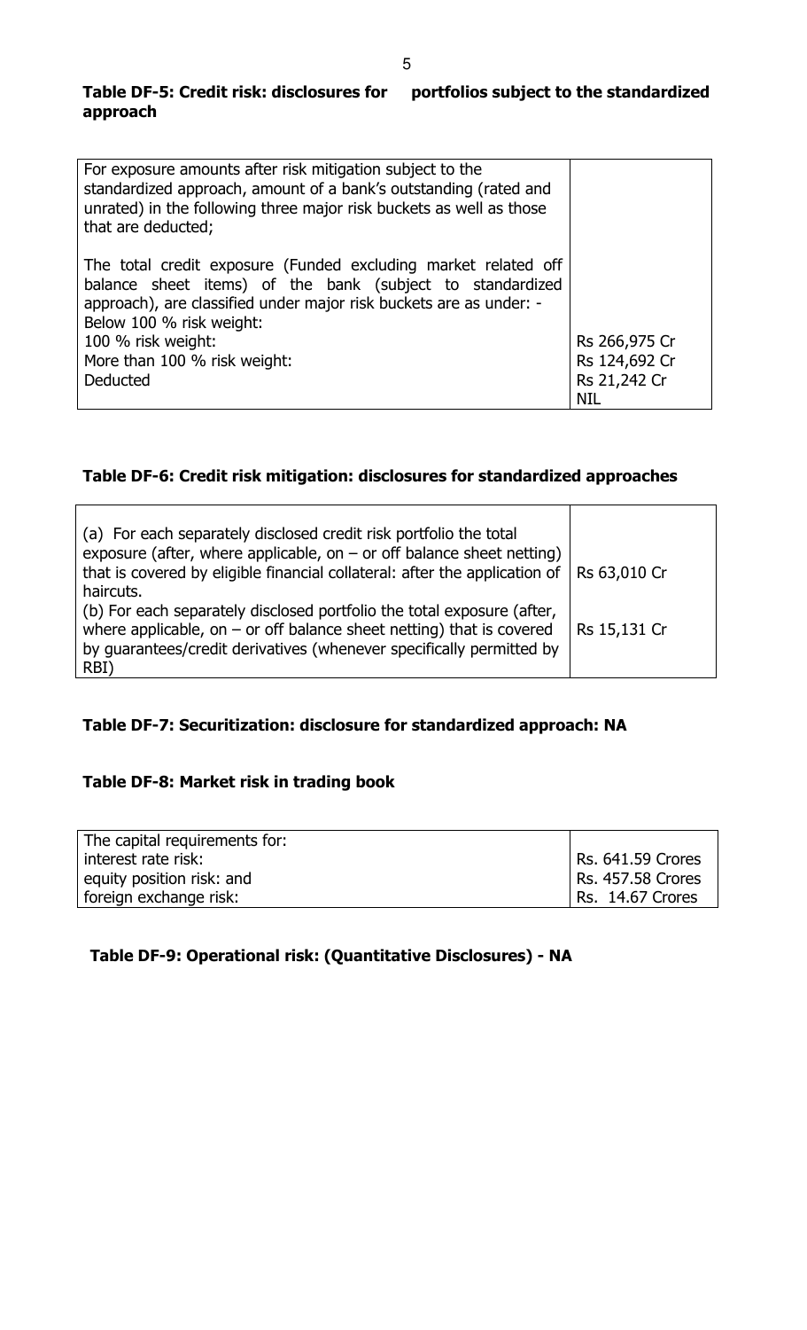### Table DF-5: Credit risk: disclosures for portfolios subject to the standardized approach

| | |
|---|---|
| For exposure amounts after risk mitigation subject to the standardized approach, amount of a bank's outstanding (rated and unrated) in the following three major risk buckets as well as those that are deducted;<br><br>The total credit exposure (Funded excluding market related off balance sheet items) of the bank (subject to standardized approach), are classified under major risk buckets are as under: -<br>Below 100 % risk weight:<br>100 % risk weight:<br>More than 100 % risk weight:<br>Deducted | <br><br><br><br><br><br><br>Rs 266,975 Cr<br>Rs 124,692 Cr<br>Rs 21,242 Cr<br>NIL |

### Table DF-6: Credit risk mitigation: disclosures for standardized approaches

| | |
|---|---|
| (a) For each separately disclosed credit risk portfolio the total exposure (after, where applicable, on – or off balance sheet netting) that is covered by eligible financial collateral: after the application of haircuts. | Rs 63,010 Cr |
| (b) For each separately disclosed portfolio the total exposure (after, where applicable, on – or off balance sheet netting) that is covered by guarantees/credit derivatives (whenever specifically permitted by RBI) | Rs 15,131 Cr |

### Table DF-7: Securitization: disclosure for standardized approach: NA

### Table DF-8: Market risk in trading book

| | |
|---|---|
| The capital requirements for: | |
| interest rate risk: | Rs. 641.59 Crores |
| equity position risk: and | Rs. 457.58 Crores |
| foreign exchange risk: | Rs. 14.67 Crores |

### Table DF-9: Operational risk: (Quantitative Disclosures) - NA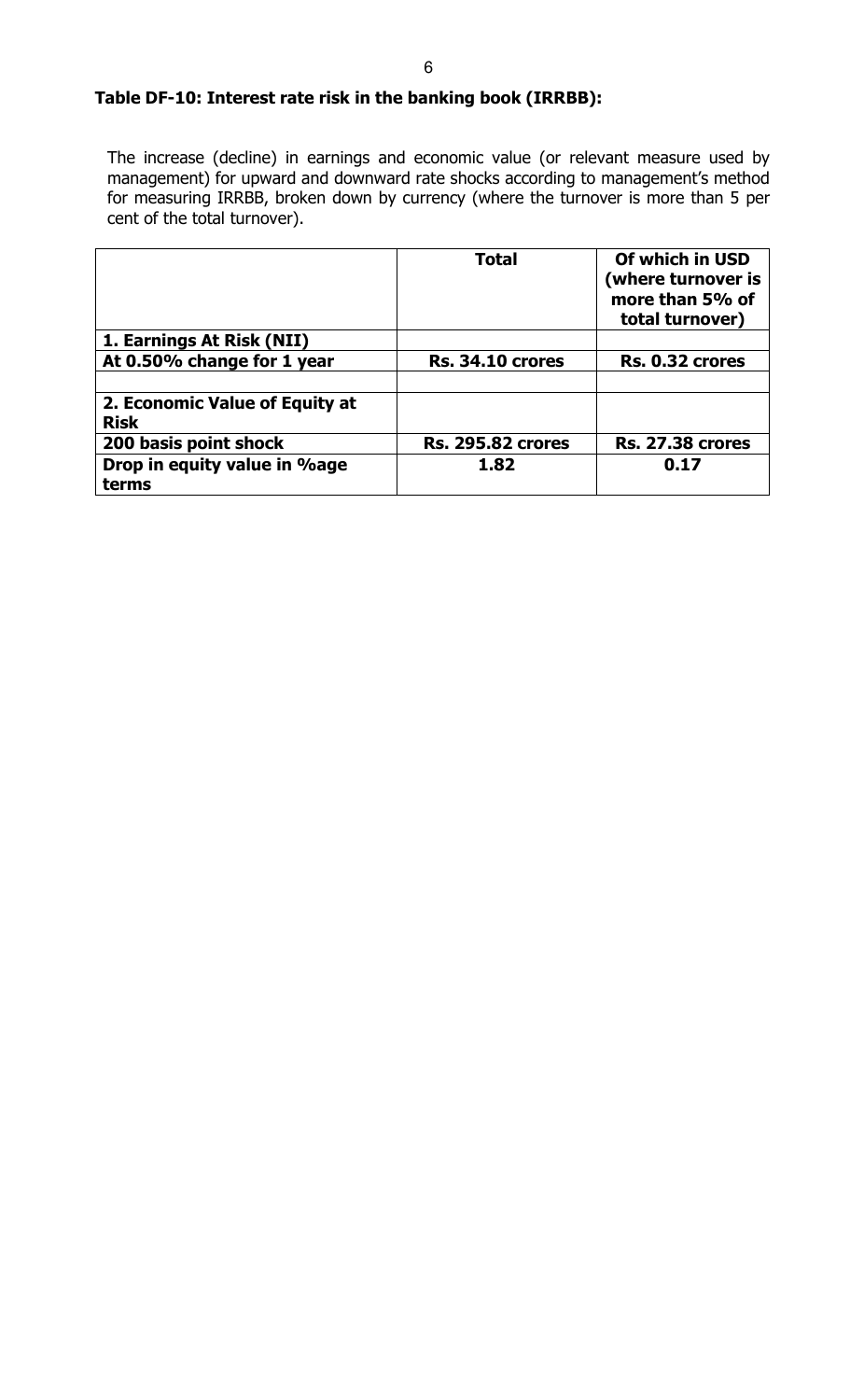**Table DF-10: Interest rate risk in the banking book (IRRBB):**

The increase (decline) in earnings and economic value (or relevant measure used by management) for upward and downward rate shocks according to management's method for measuring IRRBB, broken down by currency (where the turnover is more than 5 per cent of the total turnover).

| | **Total** | **Of which in USD (where turnover is more than 5% of total turnover)** |
|---|---|---|
| **1. Earnings At Risk (NII)** | | |
| **At 0.50% change for 1 year** | **Rs. 34.10 crores** | **Rs. 0.32 crores** |
| | | |
| **2. Economic Value of Equity at Risk** | | |
| **200 basis point shock** | **Rs. 295.82 crores** | **Rs. 27.38 crores** |
| **Drop in equity value in %age terms** | **1.82** | **0.17** |